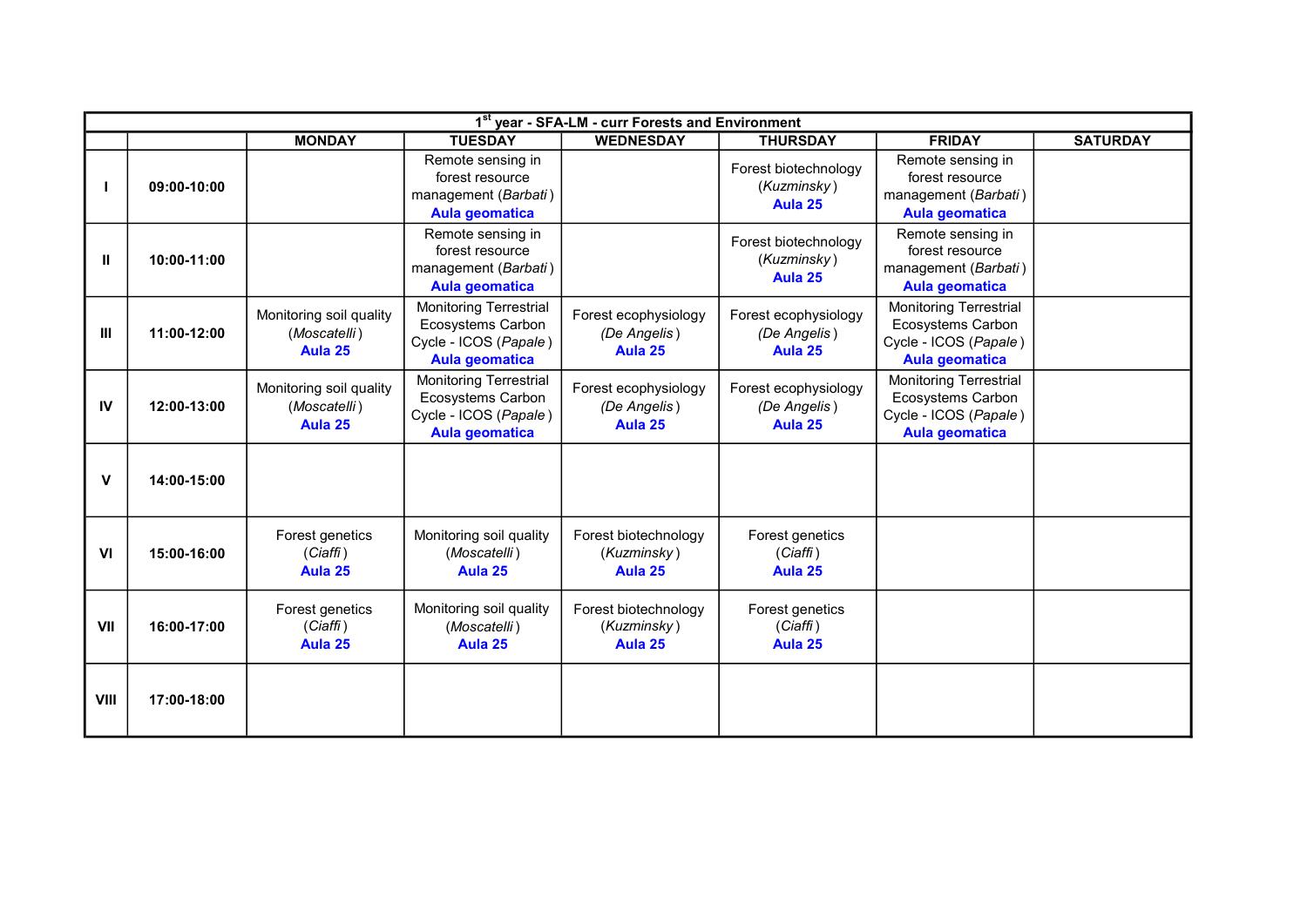| 1st year - SFA-LM - curr Forests and Environment | | | | | | | |
|---|---|---|---|---|---|---|---|
| | | **MONDAY** | **TUESDAY** | **WEDNESDAY** | **THURSDAY** | **FRIDAY** | **SATURDAY** |
| **I** | **09:00-10:00** | | Remote sensing in forest resource management (*Barbati*) **Aula geomatica** | | Forest biotechnology (*Kuzminsky*) **Aula 25** | Remote sensing in forest resource management (*Barbati*) **Aula geomatica** | |
| **II** | **10:00-11:00** | | Remote sensing in forest resource management (*Barbati*) **Aula geomatica** | | Forest biotechnology (*Kuzminsky*) **Aula 25** | Remote sensing in forest resource management (*Barbati*) **Aula geomatica** | |
| **III** | **11:00-12:00** | Monitoring soil quality (*Moscatelli*) **Aula 25** | Monitoring Terrestrial Ecosystems Carbon Cycle - ICOS (*Papale*) **Aula geomatica** | Forest ecophysiology (*De Angelis*) **Aula 25** | Forest ecophysiology (*De Angelis*) **Aula 25** | Monitoring Terrestrial Ecosystems Carbon Cycle - ICOS (*Papale*) **Aula geomatica** | |
| **IV** | **12:00-13:00** | Monitoring soil quality (*Moscatelli*) **Aula 25** | Monitoring Terrestrial Ecosystems Carbon Cycle - ICOS (*Papale*) **Aula geomatica** | Forest ecophysiology (*De Angelis*) **Aula 25** | Forest ecophysiology (*De Angelis*) **Aula 25** | Monitoring Terrestrial Ecosystems Carbon Cycle - ICOS (*Papale*) **Aula geomatica** | |
| **V** | **14:00-15:00** | | | | | | |
| **VI** | **15:00-16:00** | Forest genetics (*Ciaffi*) **Aula 25** | Monitoring soil quality (*Moscatelli*) **Aula 25** | Forest biotechnology (*Kuzminsky*) **Aula 25** | Forest genetics (*Ciaffi*) **Aula 25** | | |
| **VII** | **16:00-17:00** | Forest genetics (*Ciaffi*) **Aula 25** | Monitoring soil quality (*Moscatelli*) **Aula 25** | Forest biotechnology (*Kuzminsky*) **Aula 25** | Forest genetics (*Ciaffi*) **Aula 25** | | |
| **VIII** | **17:00-18:00** | | | | | | |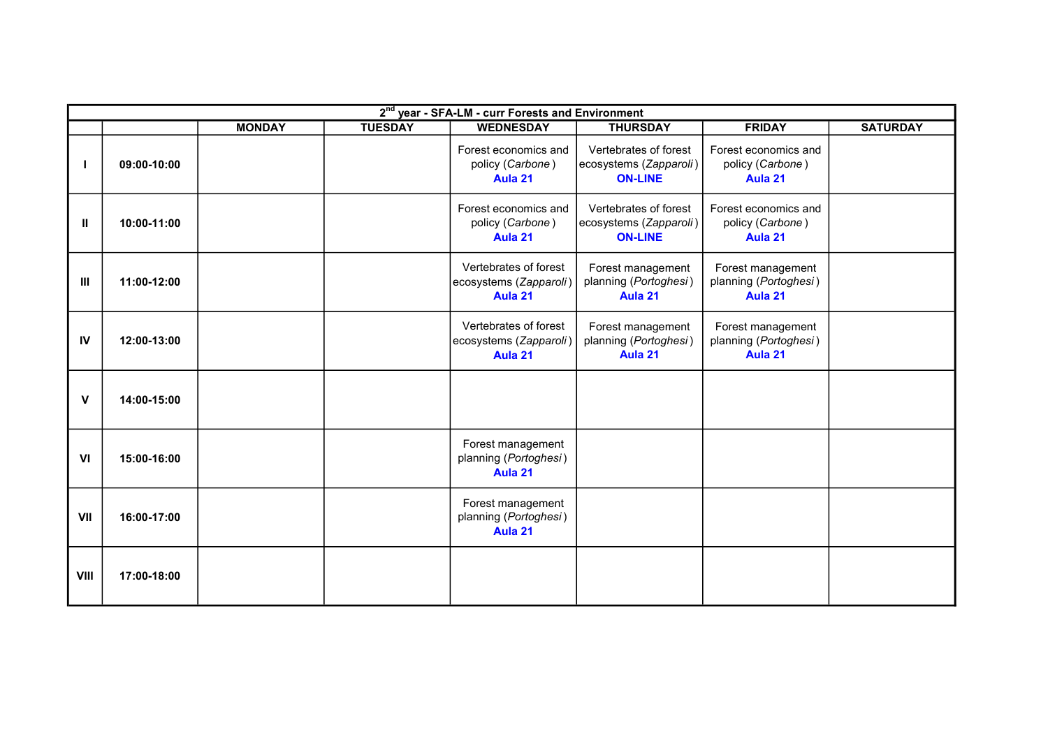| 2$^{nd}$ year - SFA-LM - curr Forests and Environment | | | | | | | |
|---|---|---|---|---|---|---|---|
| | | **MONDAY** | **TUESDAY** | **WEDNESDAY** | **THURSDAY** | **FRIDAY** | **SATURDAY** |
| **I** | **09:00-10:00** | | | Forest economics and policy (*Carbone*) **Aula 21** | Vertebrates of forest ecosystems (*Zapparoli*) **ON-LINE** | Forest economics and policy (*Carbone*) **Aula 21** | |
| **II** | **10:00-11:00** | | | Forest economics and policy (*Carbone*) **Aula 21** | Vertebrates of forest ecosystems (*Zapparoli*) **ON-LINE** | Forest economics and policy (*Carbone*) **Aula 21** | |
| **III** | **11:00-12:00** | | | Vertebrates of forest ecosystems (*Zapparoli*) **Aula 21** | Forest management planning (*Portoghesi*) **Aula 21** | Forest management planning (*Portoghesi*) **Aula 21** | |
| **IV** | **12:00-13:00** | | | Vertebrates of forest ecosystems (*Zapparoli*) **Aula 21** | Forest management planning (*Portoghesi*) **Aula 21** | Forest management planning (*Portoghesi*) **Aula 21** | |
| **V** | **14:00-15:00** | | | | | | |
| **VI** | **15:00-16:00** | | | Forest management planning (*Portoghesi*) **Aula 21** | | | |
| **VII** | **16:00-17:00** | | | Forest management planning (*Portoghesi*) **Aula 21** | | | |
| **VIII** | **17:00-18:00** | | | | | | |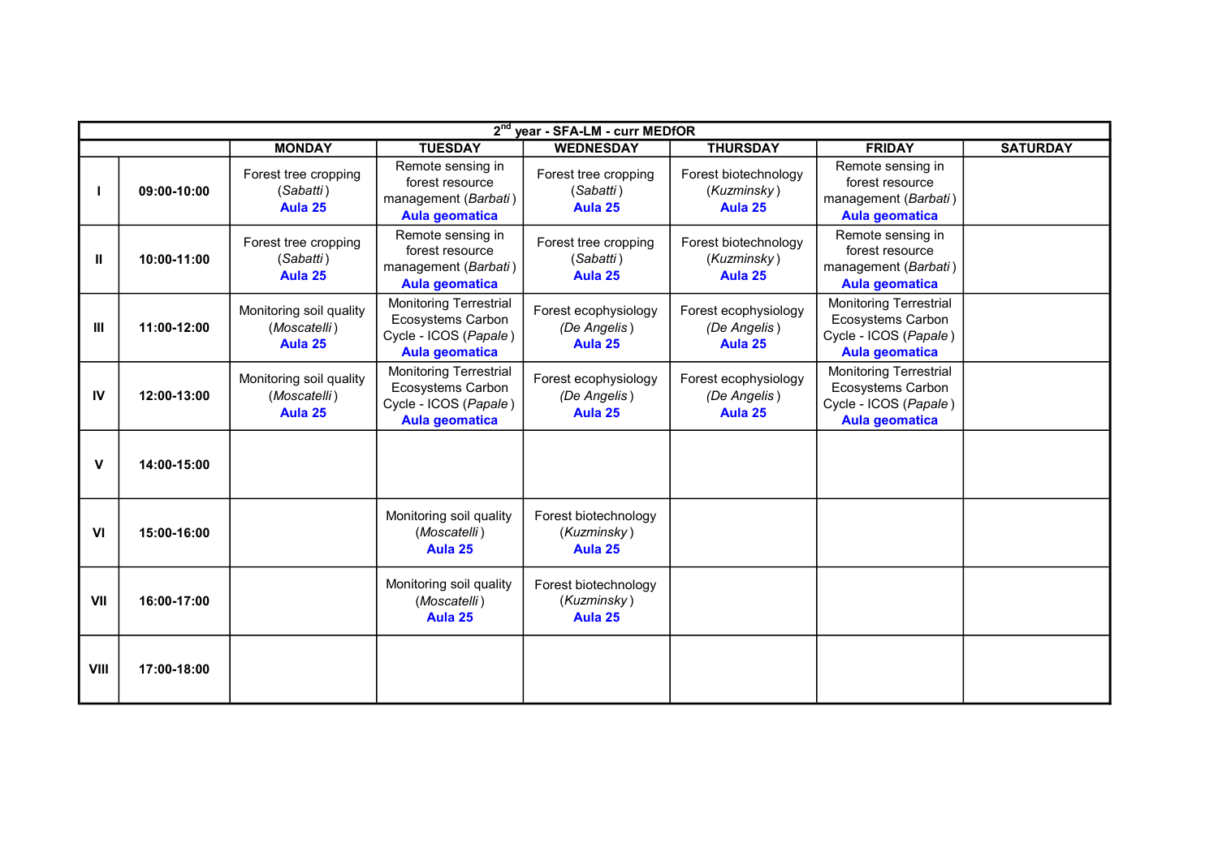| 2nd year - SFA-LM - curr MEDfOR | | | | | | | |
|---|---|---|---|---|---|---|---|
| | | **MONDAY** | **TUESDAY** | **WEDNESDAY** | **THURSDAY** | **FRIDAY** | **SATURDAY** |
| **I** | **09:00-10:00** | Forest tree cropping (*Sabatti*) **Aula 25** | Remote sensing in forest resource management (*Barbati*) **Aula geomatica** | Forest tree cropping (*Sabatti*) **Aula 25** | Forest biotechnology (*Kuzminsky*) **Aula 25** | Remote sensing in forest resource management (*Barbati*) **Aula geomatica** | |
| **II** | **10:00-11:00** | Forest tree cropping (*Sabatti*) **Aula 25** | Remote sensing in forest resource management (*Barbati*) **Aula geomatica** | Forest tree cropping (*Sabatti*) **Aula 25** | Forest biotechnology (*Kuzminsky*) **Aula 25** | Remote sensing in forest resource management (*Barbati*) **Aula geomatica** | |
| **III** | **11:00-12:00** | Monitoring soil quality (*Moscatelli*) **Aula 25** | Monitoring Terrestrial Ecosystems Carbon Cycle - ICOS (*Papale*) **Aula geomatica** | Forest ecophysiology (*De Angelis*) **Aula 25** | Forest ecophysiology (*De Angelis*) **Aula 25** | Monitoring Terrestrial Ecosystems Carbon Cycle - ICOS (*Papale*) **Aula geomatica** | |
| **IV** | **12:00-13:00** | Monitoring soil quality (*Moscatelli*) **Aula 25** | Monitoring Terrestrial Ecosystems Carbon Cycle - ICOS (*Papale*) **Aula geomatica** | Forest ecophysiology (*De Angelis*) **Aula 25** | Forest ecophysiology (*De Angelis*) **Aula 25** | Monitoring Terrestrial Ecosystems Carbon Cycle - ICOS (*Papale*) **Aula geomatica** | |
| **V** | **14:00-15:00** | | | | | | |
| **VI** | **15:00-16:00** | | Monitoring soil quality (*Moscatelli*) **Aula 25** | Forest biotechnology (*Kuzminsky*) **Aula 25** | | | |
| **VII** | **16:00-17:00** | | Monitoring soil quality (*Moscatelli*) **Aula 25** | Forest biotechnology (*Kuzminsky*) **Aula 25** | | | |
| **VIII** | **17:00-18:00** | | | | | | |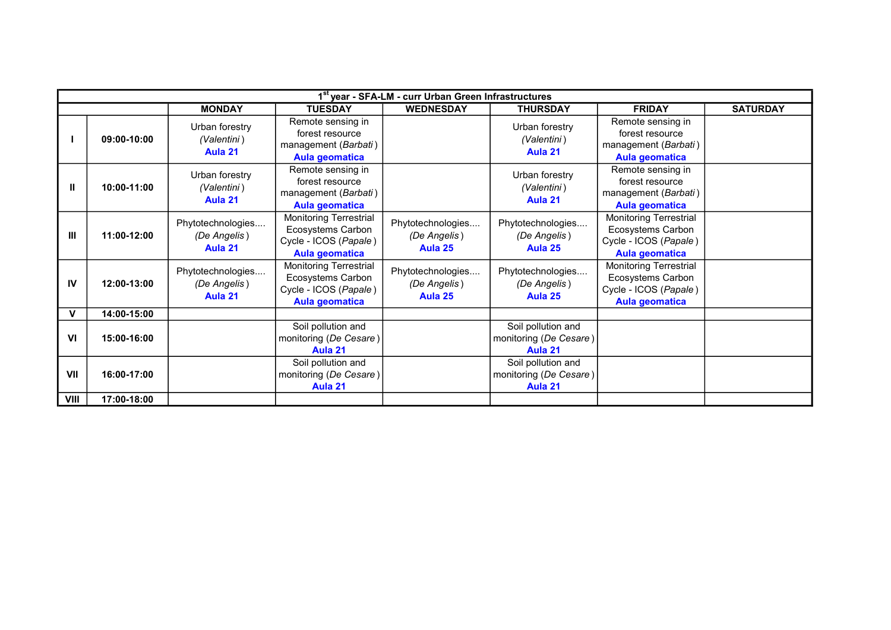| 1st year - SFA-LM - curr Urban Green Infrastructures | | | | | | | |
|---|---|---|---|---|---|---|---|
| | | **MONDAY** | **TUESDAY** | **WEDNESDAY** | **THURSDAY** | **FRIDAY** | **SATURDAY** |
| **I** | **09:00-10:00** | Urban forestry (*Valentini*) **Aula 21** | Remote sensing in forest resource management (*Barbati*) **Aula geomatica** | | Urban forestry (*Valentini*) **Aula 21** | Remote sensing in forest resource management (*Barbati*) **Aula geomatica** | |
| **II** | **10:00-11:00** | Urban forestry (*Valentini*) **Aula 21** | Remote sensing in forest resource management (*Barbati*) **Aula geomatica** | | Urban forestry (*Valentini*) **Aula 21** | Remote sensing in forest resource management (*Barbati*) **Aula geomatica** | |
| **III** | **11:00-12:00** | Phytotechnologies.... (*De Angelis*) **Aula 21** | Monitoring Terrestrial Ecosystems Carbon Cycle - ICOS (*Papale*) **Aula geomatica** | Phytotechnologies.... (*De Angelis*) **Aula 25** | Phytotechnologies.... (*De Angelis*) **Aula 25** | Monitoring Terrestrial Ecosystems Carbon Cycle - ICOS (*Papale*) **Aula geomatica** | |
| **IV** | **12:00-13:00** | Phytotechnologies.... (*De Angelis*) **Aula 21** | Monitoring Terrestrial Ecosystems Carbon Cycle - ICOS (*Papale*) **Aula geomatica** | Phytotechnologies.... (*De Angelis*) **Aula 25** | Phytotechnologies.... (*De Angelis*) **Aula 25** | Monitoring Terrestrial Ecosystems Carbon Cycle - ICOS (*Papale*) **Aula geomatica** | |
| **V** | **14:00-15:00** | | | | | | |
| **VI** | **15:00-16:00** | | Soil pollution and monitoring (*De Cesare*) **Aula 21** | | Soil pollution and monitoring (*De Cesare*) **Aula 21** | | |
| **VII** | **16:00-17:00** | | Soil pollution and monitoring (*De Cesare*) **Aula 21** | | Soil pollution and monitoring (*De Cesare*) **Aula 21** | | |
| **VIII** | **17:00-18:00** | | | | | | |